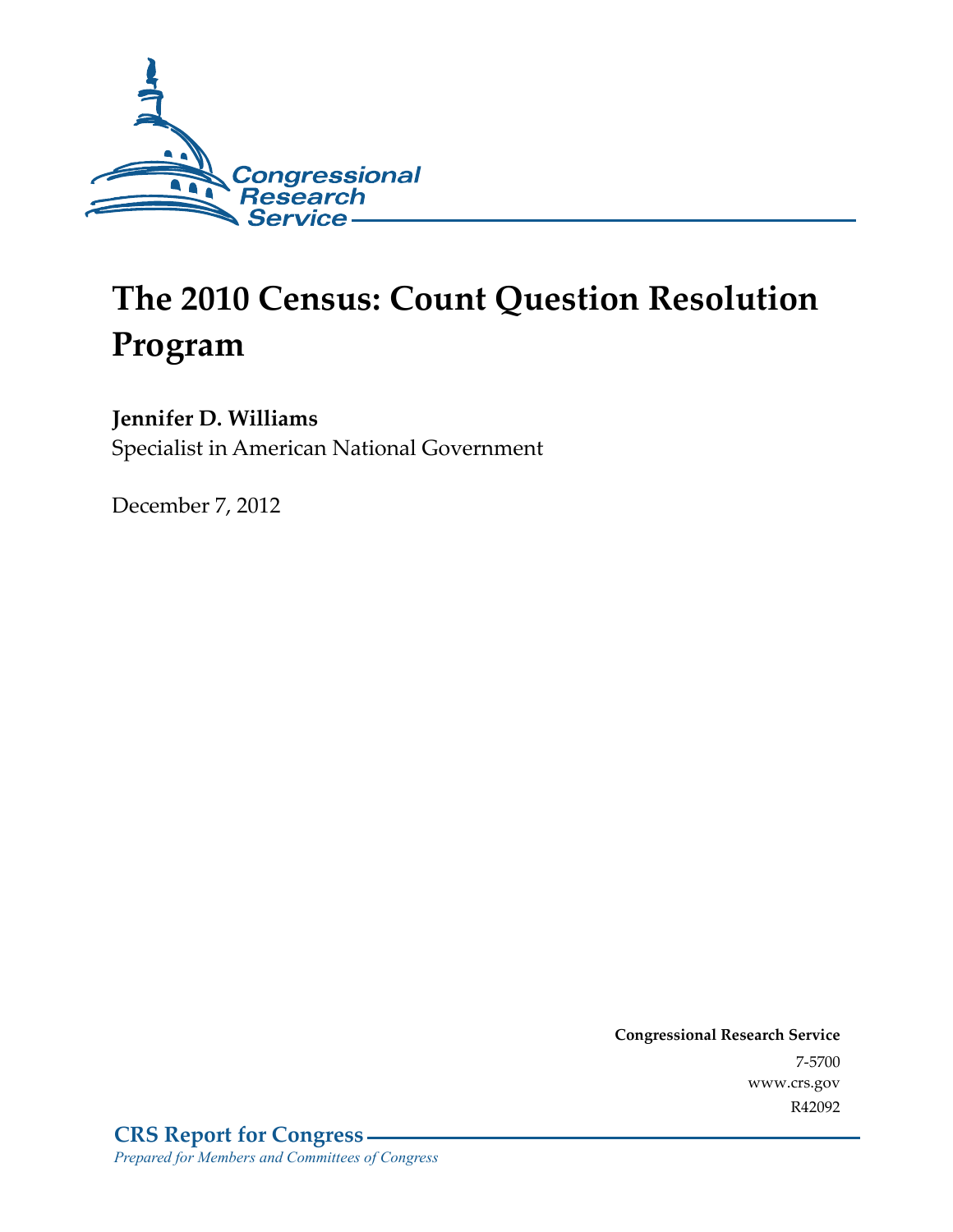Congressional Research Service

# The 2010 Census: Count Question Resolution Program

**Jennifer D. Williams**
Specialist in American National Government

December 7, 2012

**Congressional Research Service**
7-5700
www.crs.gov
R42092

**CRS Report for Congress**
*Prepared for Members and Committees of Congress*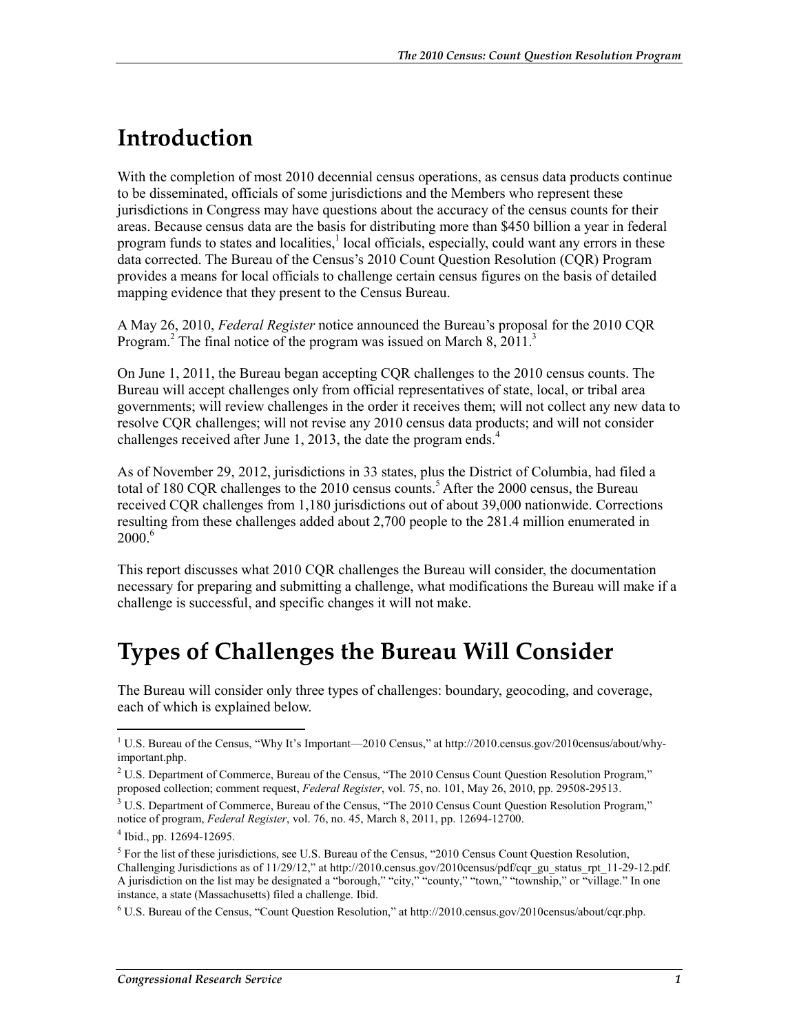# Introduction

With the completion of most 2010 decennial census operations, as census data products continue to be disseminated, officials of some jurisdictions and the Members who represent these jurisdictions in Congress may have questions about the accuracy of the census counts for their areas. Because census data are the basis for distributing more than $450 billion a year in federal program funds to states and localities,[1] local officials, especially, could want any errors in these data corrected. The Bureau of the Census's 2010 Count Question Resolution (CQR) Program provides a means for local officials to challenge certain census figures on the basis of detailed mapping evidence that they present to the Census Bureau.

A May 26, 2010, *Federal Register* notice announced the Bureau's proposal for the 2010 CQR Program.[2] The final notice of the program was issued on March 8, 2011.[3]

On June 1, 2011, the Bureau began accepting CQR challenges to the 2010 census counts. The Bureau will accept challenges only from official representatives of state, local, or tribal area governments; will review challenges in the order it receives them; will not collect any new data to resolve CQR challenges; will not revise any 2010 census data products; and will not consider challenges received after June 1, 2013, the date the program ends.[4]

As of November 29, 2012, jurisdictions in 33 states, plus the District of Columbia, had filed a total of 180 CQR challenges to the 2010 census counts.[5] After the 2000 census, the Bureau received CQR challenges from 1,180 jurisdictions out of about 39,000 nationwide. Corrections resulting from these challenges added about 2,700 people to the 281.4 million enumerated in 2000.[6]

This report discusses what 2010 CQR challenges the Bureau will consider, the documentation necessary for preparing and submitting a challenge, what modifications the Bureau will make if a challenge is successful, and specific changes it will not make.

# Types of Challenges the Bureau Will Consider

The Bureau will consider only three types of challenges: boundary, geocoding, and coverage, each of which is explained below.

---

[1] U.S. Bureau of the Census, "Why It's Important—2010 Census," at http://2010.census.gov/2010census/about/why-important.php.

[2] U.S. Department of Commerce, Bureau of the Census, "The 2010 Census Count Question Resolution Program," proposed collection; comment request, *Federal Register*, vol. 75, no. 101, May 26, 2010, pp. 29508-29513.

[3] U.S. Department of Commerce, Bureau of the Census, "The 2010 Census Count Question Resolution Program," notice of program, *Federal Register*, vol. 76, no. 45, March 8, 2011, pp. 12694-12700.

[4] Ibid., pp. 12694-12695.

[5] For the list of these jurisdictions, see U.S. Bureau of the Census, "2010 Census Count Question Resolution, Challenging Jurisdictions as of 11/29/12," at http://2010.census.gov/2010census/pdf/cqr_gu_status_rpt_11-29-12.pdf. A jurisdiction on the list may be designated a "borough," "city," "county," "town," "township," or "village." In one instance, a state (Massachusetts) filed a challenge. Ibid.

[6] U.S. Bureau of the Census, "Count Question Resolution," at http://2010.census.gov/2010census/about/cqr.php.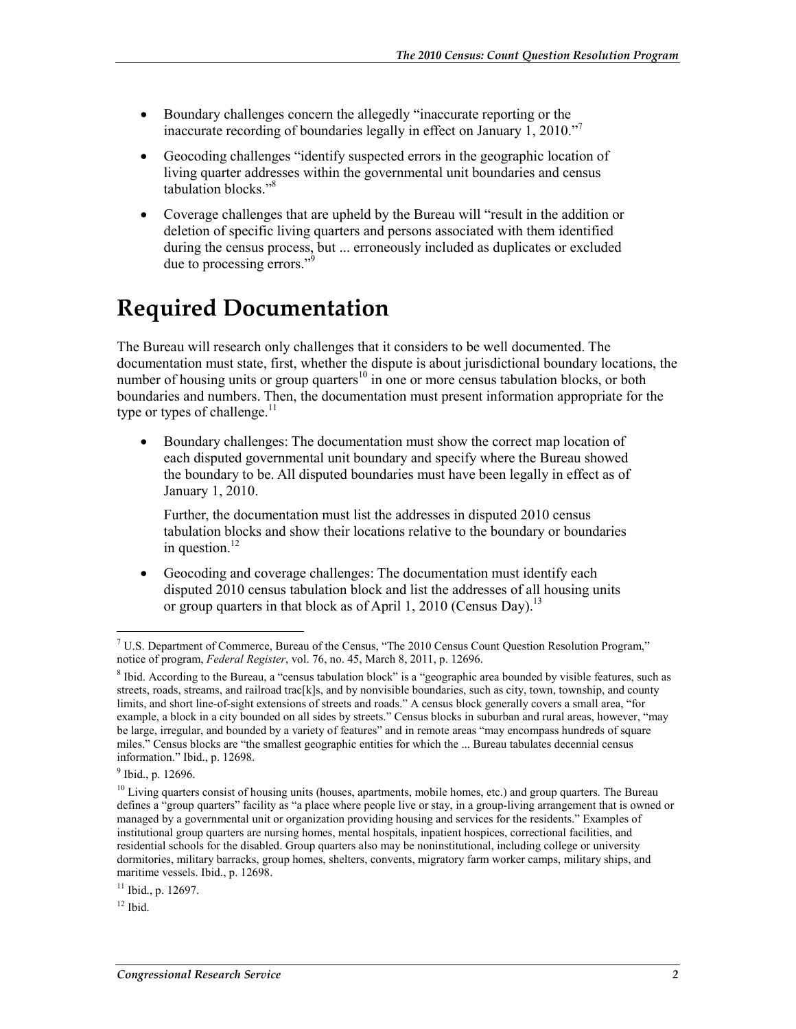- Boundary challenges concern the allegedly "inaccurate reporting or the inaccurate recording of boundaries legally in effect on January 1, 2010."[7]
- Geocoding challenges "identify suspected errors in the geographic location of living quarter addresses within the governmental unit boundaries and census tabulation blocks."[8]
- Coverage challenges that are upheld by the Bureau will "result in the addition or deletion of specific living quarters and persons associated with them identified during the census process, but ... erroneously included as duplicates or excluded due to processing errors."[9]

# Required Documentation

The Bureau will research only challenges that it considers to be well documented. The documentation must state, first, whether the dispute is about jurisdictional boundary locations, the number of housing units or group quarters[10] in one or more census tabulation blocks, or both boundaries and numbers. Then, the documentation must present information appropriate for the type or types of challenge.[11]

- Boundary challenges: The documentation must show the correct map location of each disputed governmental unit boundary and specify where the Bureau showed the boundary to be. All disputed boundaries must have been legally in effect as of January 1, 2010.

  Further, the documentation must list the addresses in disputed 2010 census tabulation blocks and show their locations relative to the boundary or boundaries in question.[12]

- Geocoding and coverage challenges: The documentation must identify each disputed 2010 census tabulation block and list the addresses of all housing units or group quarters in that block as of April 1, 2010 (Census Day).[13]

---

[7] U.S. Department of Commerce, Bureau of the Census, "The 2010 Census Count Question Resolution Program," notice of program, *Federal Register*, vol. 76, no. 45, March 8, 2011, p. 12696.

[8] Ibid. According to the Bureau, a "census tabulation block" is a "geographic area bounded by visible features, such as streets, roads, streams, and railroad trac[k]s, and by nonvisible boundaries, such as city, town, township, and county limits, and short line-of-sight extensions of streets and roads." A census block generally covers a small area, "for example, a block in a city bounded on all sides by streets." Census blocks in suburban and rural areas, however, "may be large, irregular, and bounded by a variety of features" and in remote areas "may encompass hundreds of square miles." Census blocks are "the smallest geographic entities for which the ... Bureau tabulates decennial census information." Ibid., p. 12698.

[9] Ibid., p. 12696.

[10] Living quarters consist of housing units (houses, apartments, mobile homes, etc.) and group quarters. The Bureau defines a "group quarters" facility as "a place where people live or stay, in a group-living arrangement that is owned or managed by a governmental unit or organization providing housing and services for the residents." Examples of institutional group quarters are nursing homes, mental hospitals, inpatient hospices, correctional facilities, and residential schools for the disabled. Group quarters also may be noninstitutional, including college or university dormitories, military barracks, group homes, shelters, convents, migratory farm worker camps, military ships, and maritime vessels. Ibid., p. 12698.

[11] Ibid., p. 12697.

[12] Ibid.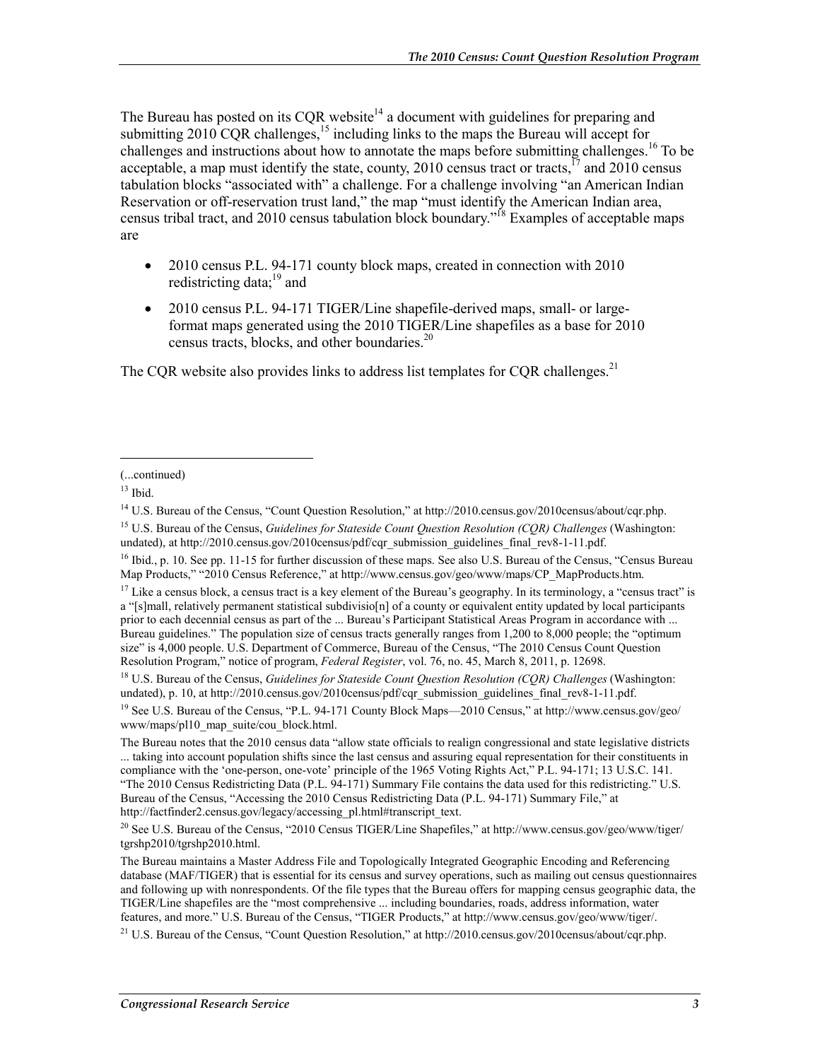The Bureau has posted on its CQR website[14] a document with guidelines for preparing and submitting 2010 CQR challenges,[15] including links to the maps the Bureau will accept for challenges and instructions about how to annotate the maps before submitting challenges.[16] To be acceptable, a map must identify the state, county, 2010 census tract or tracts,[17] and 2010 census tabulation blocks "associated with" a challenge. For a challenge involving "an American Indian Reservation or off-reservation trust land," the map "must identify the American Indian area, census tribal tract, and 2010 census tabulation block boundary."[18] Examples of acceptable maps are

- 2010 census P.L. 94-171 county block maps, created in connection with 2010 redistricting data;[19] and
- 2010 census P.L. 94-171 TIGER/Line shapefile-derived maps, small- or large-format maps generated using the 2010 TIGER/Line shapefiles as a base for 2010 census tracts, blocks, and other boundaries.[20]

The CQR website also provides links to address list templates for CQR challenges.[21]

---

(...continued)

[13] Ibid.

[14] U.S. Bureau of the Census, "Count Question Resolution," at http://2010.census.gov/2010census/about/cqr.php.

[15] U.S. Bureau of the Census, *Guidelines for Stateside Count Question Resolution (CQR) Challenges* (Washington: undated), at http://2010.census.gov/2010census/pdf/cqr_submission_guidelines_final_rev8-1-11.pdf.

[16] Ibid., p. 10. See pp. 11-15 for further discussion of these maps. See also U.S. Bureau of the Census, "Census Bureau Map Products," "2010 Census Reference," at http://www.census.gov/geo/www/maps/CP_MapProducts.htm.

[17] Like a census block, a census tract is a key element of the Bureau's geography. In its terminology, a "census tract" is a "[s]mall, relatively permanent statistical subdivisio[n] of a county or equivalent entity updated by local participants prior to each decennial census as part of the ... Bureau's Participant Statistical Areas Program in accordance with ... Bureau guidelines." The population size of census tracts generally ranges from 1,200 to 8,000 people; the "optimum size" is 4,000 people. U.S. Department of Commerce, Bureau of the Census, "The 2010 Census Count Question Resolution Program," notice of program, *Federal Register*, vol. 76, no. 45, March 8, 2011, p. 12698.

[18] U.S. Bureau of the Census, *Guidelines for Stateside Count Question Resolution (CQR) Challenges* (Washington: undated), p. 10, at http://2010.census.gov/2010census/pdf/cqr_submission_guidelines_final_rev8-1-11.pdf.

[19] See U.S. Bureau of the Census, "P.L. 94-171 County Block Maps—2010 Census," at http://www.census.gov/geo/www/maps/pl10_map_suite/cou_block.html.

The Bureau notes that the 2010 census data "allow state officials to realign congressional and state legislative districts ... taking into account population shifts since the last census and assuring equal representation for their constituents in compliance with the 'one-person, one-vote' principle of the 1965 Voting Rights Act," P.L. 94-171; 13 U.S.C. 141. "The 2010 Census Redistricting Data (P.L. 94-171) Summary File contains the data used for this redistricting." U.S. Bureau of the Census, "Accessing the 2010 Census Redistricting Data (P.L. 94-171) Summary File," at http://factfinder2.census.gov/legacy/accessing_pl.html#transcript_text.

[20] See U.S. Bureau of the Census, "2010 Census TIGER/Line Shapefiles," at http://www.census.gov/geo/www/tiger/tgrshp2010/tgrshp2010.html.

The Bureau maintains a Master Address File and Topologically Integrated Geographic Encoding and Referencing database (MAF/TIGER) that is essential for its census and survey operations, such as mailing out census questionnaires and following up with nonrespondents. Of the file types that the Bureau offers for mapping census geographic data, the TIGER/Line shapefiles are the "most comprehensive ... including boundaries, roads, address information, water features, and more." U.S. Bureau of the Census, "TIGER Products," at http://www.census.gov/geo/www/tiger/.

[21] U.S. Bureau of the Census, "Count Question Resolution," at http://2010.census.gov/2010census/about/cqr.php.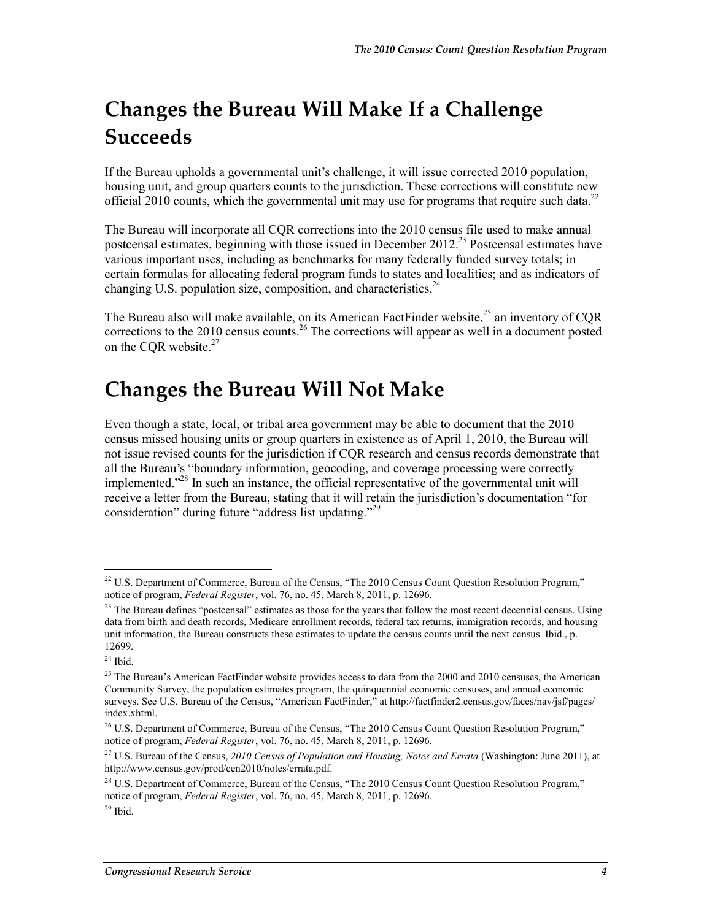## Changes the Bureau Will Make If a Challenge Succeeds

If the Bureau upholds a governmental unit's challenge, it will issue corrected 2010 population, housing unit, and group quarters counts to the jurisdiction. These corrections will constitute new official 2010 counts, which the governmental unit may use for programs that require such data.[22]

The Bureau will incorporate all CQR corrections into the 2010 census file used to make annual postcensal estimates, beginning with those issued in December 2012.[23] Postcensal estimates have various important uses, including as benchmarks for many federally funded survey totals; in certain formulas for allocating federal program funds to states and localities; and as indicators of changing U.S. population size, composition, and characteristics.[24]

The Bureau also will make available, on its American FactFinder website,[25] an inventory of CQR corrections to the 2010 census counts.[26] The corrections will appear as well in a document posted on the CQR website.[27]

## Changes the Bureau Will Not Make

Even though a state, local, or tribal area government may be able to document that the 2010 census missed housing units or group quarters in existence as of April 1, 2010, the Bureau will not issue revised counts for the jurisdiction if CQR research and census records demonstrate that all the Bureau's "boundary information, geocoding, and coverage processing were correctly implemented."[28] In such an instance, the official representative of the governmental unit will receive a letter from the Bureau, stating that it will retain the jurisdiction's documentation "for consideration" during future "address list updating."[29]

---

[22] U.S. Department of Commerce, Bureau of the Census, "The 2010 Census Count Question Resolution Program," notice of program, *Federal Register*, vol. 76, no. 45, March 8, 2011, p. 12696.

[23] The Bureau defines "postcensal" estimates as those for the years that follow the most recent decennial census. Using data from birth and death records, Medicare enrollment records, federal tax returns, immigration records, and housing unit information, the Bureau constructs these estimates to update the census counts until the next census. Ibid., p. 12699.

[24] Ibid.

[25] The Bureau's American FactFinder website provides access to data from the 2000 and 2010 censuses, the American Community Survey, the population estimates program, the quinquennial economic censuses, and annual economic surveys. See U.S. Bureau of the Census, "American FactFinder," at http://factfinder2.census.gov/faces/nav/jsf/pages/index.xhtml.

[26] U.S. Department of Commerce, Bureau of the Census, "The 2010 Census Count Question Resolution Program," notice of program, *Federal Register*, vol. 76, no. 45, March 8, 2011, p. 12696.

[27] U.S. Bureau of the Census, *2010 Census of Population and Housing, Notes and Errata* (Washington: June 2011), at http://www.census.gov/prod/cen2010/notes/errata.pdf.

[28] U.S. Department of Commerce, Bureau of the Census, "The 2010 Census Count Question Resolution Program," notice of program, *Federal Register*, vol. 76, no. 45, March 8, 2011, p. 12696.

[29] Ibid.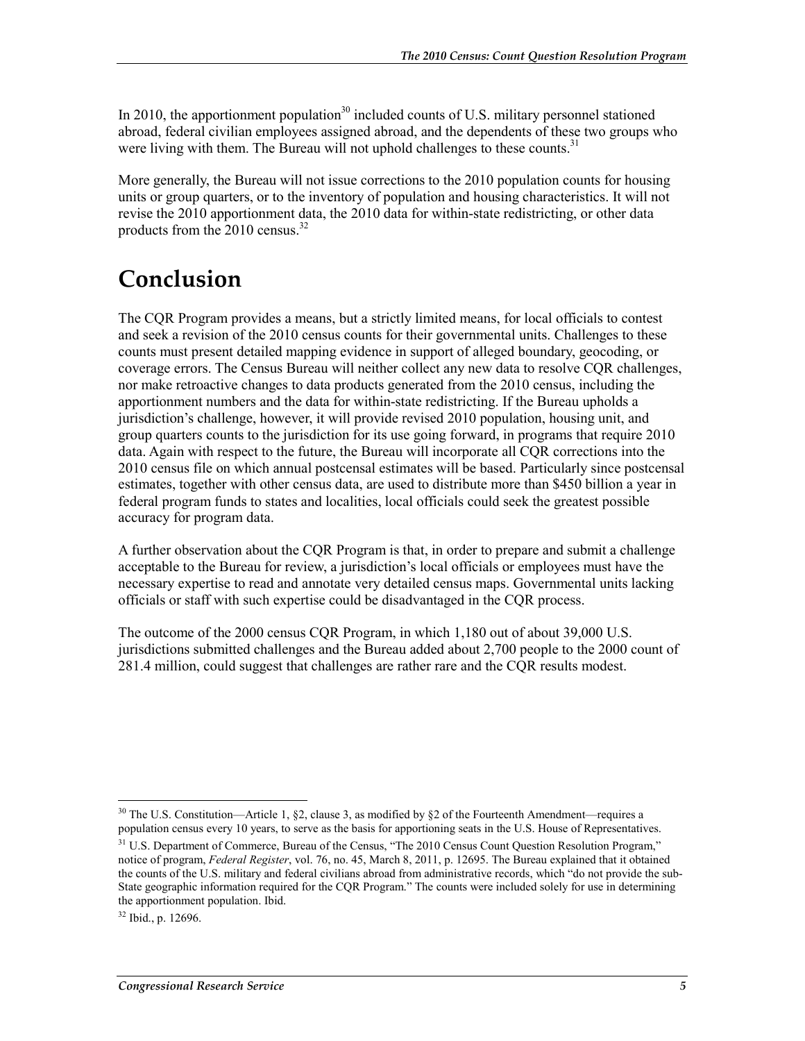In 2010, the apportionment population[30] included counts of U.S. military personnel stationed abroad, federal civilian employees assigned abroad, and the dependents of these two groups who were living with them. The Bureau will not uphold challenges to these counts.[31]

More generally, the Bureau will not issue corrections to the 2010 population counts for housing units or group quarters, or to the inventory of population and housing characteristics. It will not revise the 2010 apportionment data, the 2010 data for within-state redistricting, or other data products from the 2010 census.[32]

# Conclusion

The CQR Program provides a means, but a strictly limited means, for local officials to contest and seek a revision of the 2010 census counts for their governmental units. Challenges to these counts must present detailed mapping evidence in support of alleged boundary, geocoding, or coverage errors. The Census Bureau will neither collect any new data to resolve CQR challenges, nor make retroactive changes to data products generated from the 2010 census, including the apportionment numbers and the data for within-state redistricting. If the Bureau upholds a jurisdiction's challenge, however, it will provide revised 2010 population, housing unit, and group quarters counts to the jurisdiction for its use going forward, in programs that require 2010 data. Again with respect to the future, the Bureau will incorporate all CQR corrections into the 2010 census file on which annual postcensal estimates will be based. Particularly since postcensal estimates, together with other census data, are used to distribute more than $450 billion a year in federal program funds to states and localities, local officials could seek the greatest possible accuracy for program data.

A further observation about the CQR Program is that, in order to prepare and submit a challenge acceptable to the Bureau for review, a jurisdiction's local officials or employees must have the necessary expertise to read and annotate very detailed census maps. Governmental units lacking officials or staff with such expertise could be disadvantaged in the CQR process.

The outcome of the 2000 census CQR Program, in which 1,180 out of about 39,000 U.S. jurisdictions submitted challenges and the Bureau added about 2,700 people to the 2000 count of 281.4 million, could suggest that challenges are rather rare and the CQR results modest.

---

[30] The U.S. Constitution—Article 1, §2, clause 3, as modified by §2 of the Fourteenth Amendment—requires a population census every 10 years, to serve as the basis for apportioning seats in the U.S. House of Representatives.

[31] U.S. Department of Commerce, Bureau of the Census, "The 2010 Census Count Question Resolution Program," notice of program, *Federal Register*, vol. 76, no. 45, March 8, 2011, p. 12695. The Bureau explained that it obtained the counts of the U.S. military and federal civilians abroad from administrative records, which "do not provide the sub-State geographic information required for the CQR Program." The counts were included solely for use in determining the apportionment population. Ibid.

[32] Ibid., p. 12696.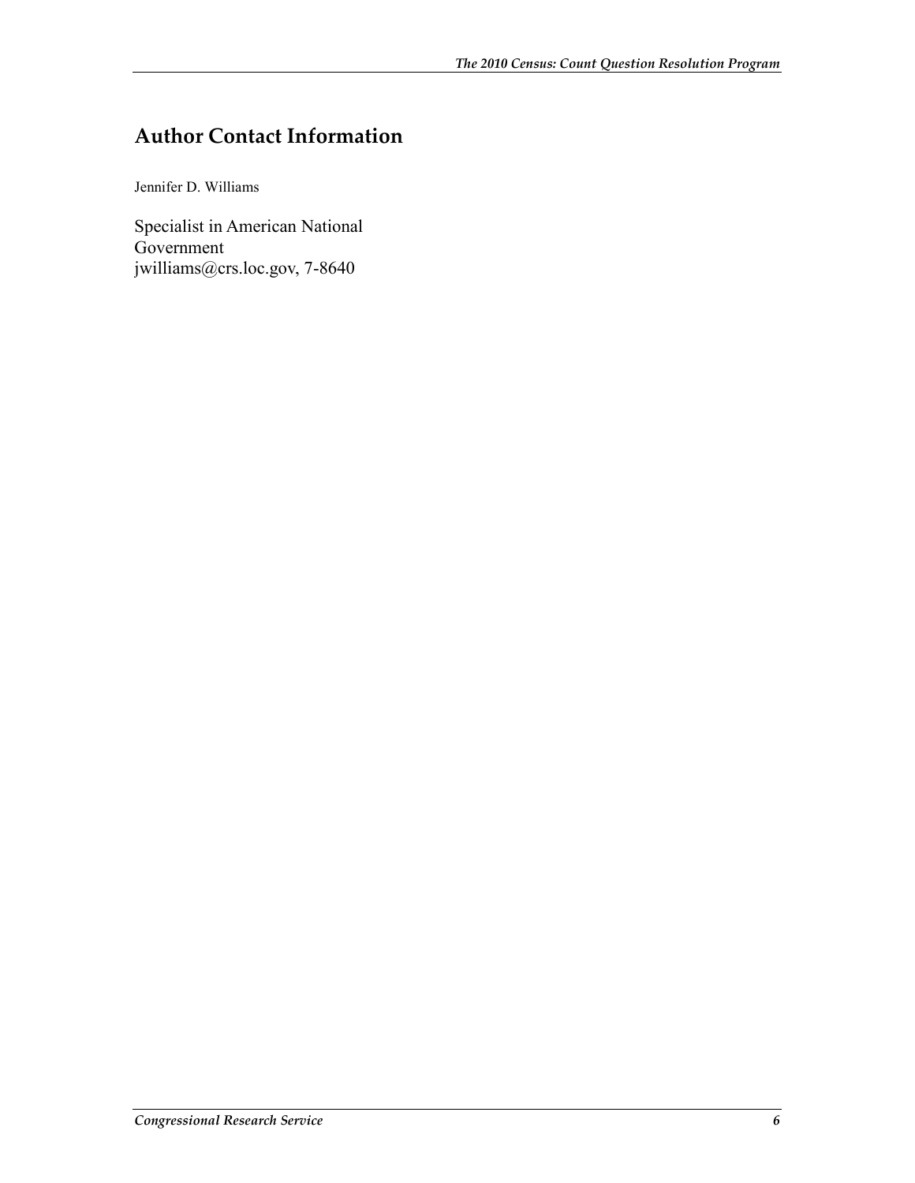## Author Contact Information

Jennifer D. Williams

Specialist in American National Government
jwilliams@crs.loc.gov, 7-8640